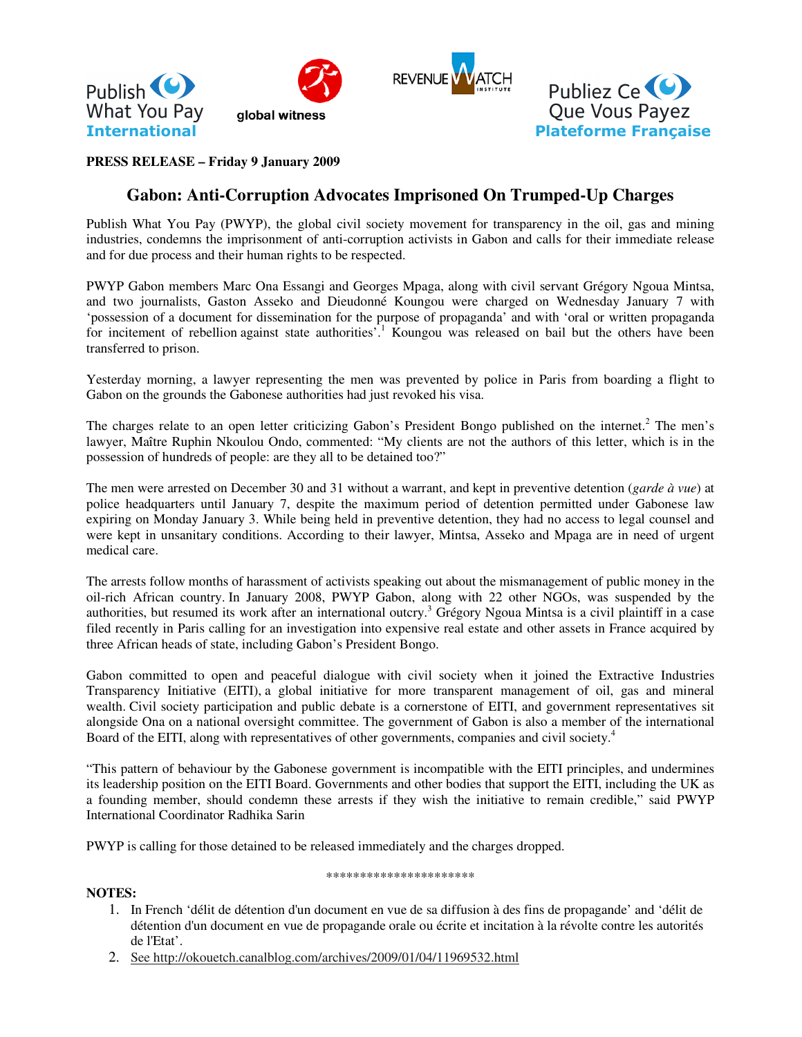Publish What You Pay International

global witness

REVENUE WATCH INSTITUTE

Publiez Ce Que Vous Payez Plateforme Française

**PRESS RELEASE – Friday 9 January 2009**

# Gabon: Anti-Corruption Advocates Imprisoned On Trumped-Up Charges

Publish What You Pay (PWYP), the global civil society movement for transparency in the oil, gas and mining industries, condemns the imprisonment of anti-corruption activists in Gabon and calls for their immediate release and for due process and their human rights to be respected.

PWYP Gabon members Marc Ona Essangi and Georges Mpaga, along with civil servant Grégory Ngoua Mintsa, and two journalists, Gaston Asseko and Dieudonné Koungou were charged on Wednesday January 7 with 'possession of a document for dissemination for the purpose of propaganda' and with 'oral or written propaganda for incitement of rebellion against state authorities'.[1] Koungou was released on bail but the others have been transferred to prison.

Yesterday morning, a lawyer representing the men was prevented by police in Paris from boarding a flight to Gabon on the grounds the Gabonese authorities had just revoked his visa.

The charges relate to an open letter criticizing Gabon's President Bongo published on the internet.[2] The men's lawyer, Maître Ruphin Nkoulou Ondo, commented: "My clients are not the authors of this letter, which is in the possession of hundreds of people: are they all to be detained too?"

The men were arrested on December 30 and 31 without a warrant, and kept in preventive detention (*garde à vue*) at police headquarters until January 7, despite the maximum period of detention permitted under Gabonese law expiring on Monday January 3. While being held in preventive detention, they had no access to legal counsel and were kept in unsanitary conditions. According to their lawyer, Mintsa, Asseko and Mpaga are in need of urgent medical care.

The arrests follow months of harassment of activists speaking out about the mismanagement of public money in the oil-rich African country. In January 2008, PWYP Gabon, along with 22 other NGOs, was suspended by the authorities, but resumed its work after an international outcry.[3] Grégory Ngoua Mintsa is a civil plaintiff in a case filed recently in Paris calling for an investigation into expensive real estate and other assets in France acquired by three African heads of state, including Gabon's President Bongo.

Gabon committed to open and peaceful dialogue with civil society when it joined the Extractive Industries Transparency Initiative (EITI), a global initiative for more transparent management of oil, gas and mineral wealth. Civil society participation and public debate is a cornerstone of EITI, and government representatives sit alongside Ona on a national oversight committee. The government of Gabon is also a member of the international Board of the EITI, along with representatives of other governments, companies and civil society.[4]

"This pattern of behaviour by the Gabonese government is incompatible with the EITI principles, and undermines its leadership position on the EITI Board. Governments and other bodies that support the EITI, including the UK as a founding member, should condemn these arrests if they wish the initiative to remain credible," said PWYP International Coordinator Radhika Sarin

PWYP is calling for those detained to be released immediately and the charges dropped.

*********************

**NOTES:**

1. In French 'délit de détention d'un document en vue de sa diffusion à des fins de propagande' and 'délit de détention d'un document en vue de propagande orale ou écrite et incitation à la révolte contre les autorités de l'Etat'.
2. See http://okouetch.canalblog.com/archives/2009/01/04/11969532.html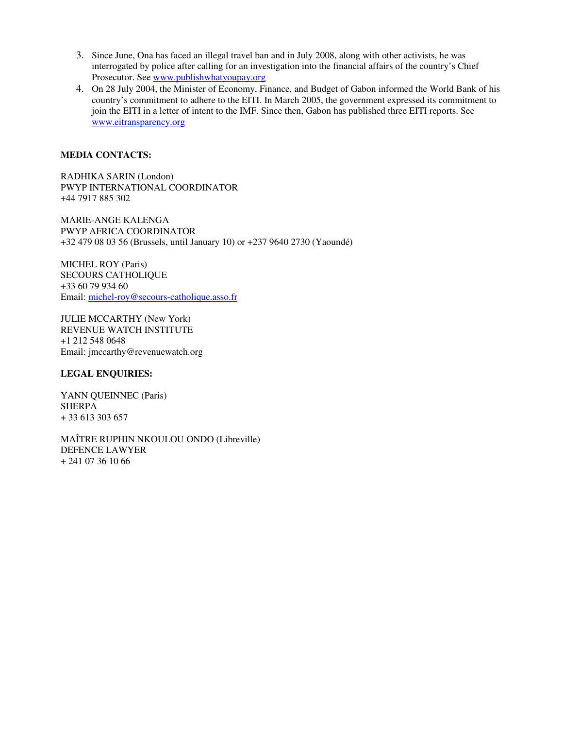3. Since June, Ona has faced an illegal travel ban and in July 2008, along with other activists, he was interrogated by police after calling for an investigation into the financial affairs of the country's Chief Prosecutor. See www.publishwhatyoupay.org
4. On 28 July 2004, the Minister of Economy, Finance, and Budget of Gabon informed the World Bank of his country's commitment to adhere to the EITI. In March 2005, the government expressed its commitment to join the EITI in a letter of intent to the IMF. Since then, Gabon has published three EITI reports. See www.eitransparency.org

**MEDIA CONTACTS:**

RADHIKA SARIN (London)
PWYP INTERNATIONAL COORDINATOR
+44 7917 885 302

MARIE-ANGE KALENGA
PWYP AFRICA COORDINATOR
+32 479 08 03 56 (Brussels, until January 10) or +237 9640 2730 (Yaoundé)

MICHEL ROY (Paris)
SECOURS CATHOLIQUE
+33 60 79 934 60
Email: michel-roy@secours-catholique.asso.fr

JULIE MCCARTHY (New York)
REVENUE WATCH INSTITUTE
+1 212 548 0648
Email: jmccarthy@revenuewatch.org

**LEGAL ENQUIRIES:**

YANN QUEINNEC (Paris)
SHERPA
+ 33 613 303 657

MAÎTRE RUPHIN NKOULOU ONDO (Libreville)
DEFENCE LAWYER
+ 241 07 36 10 66